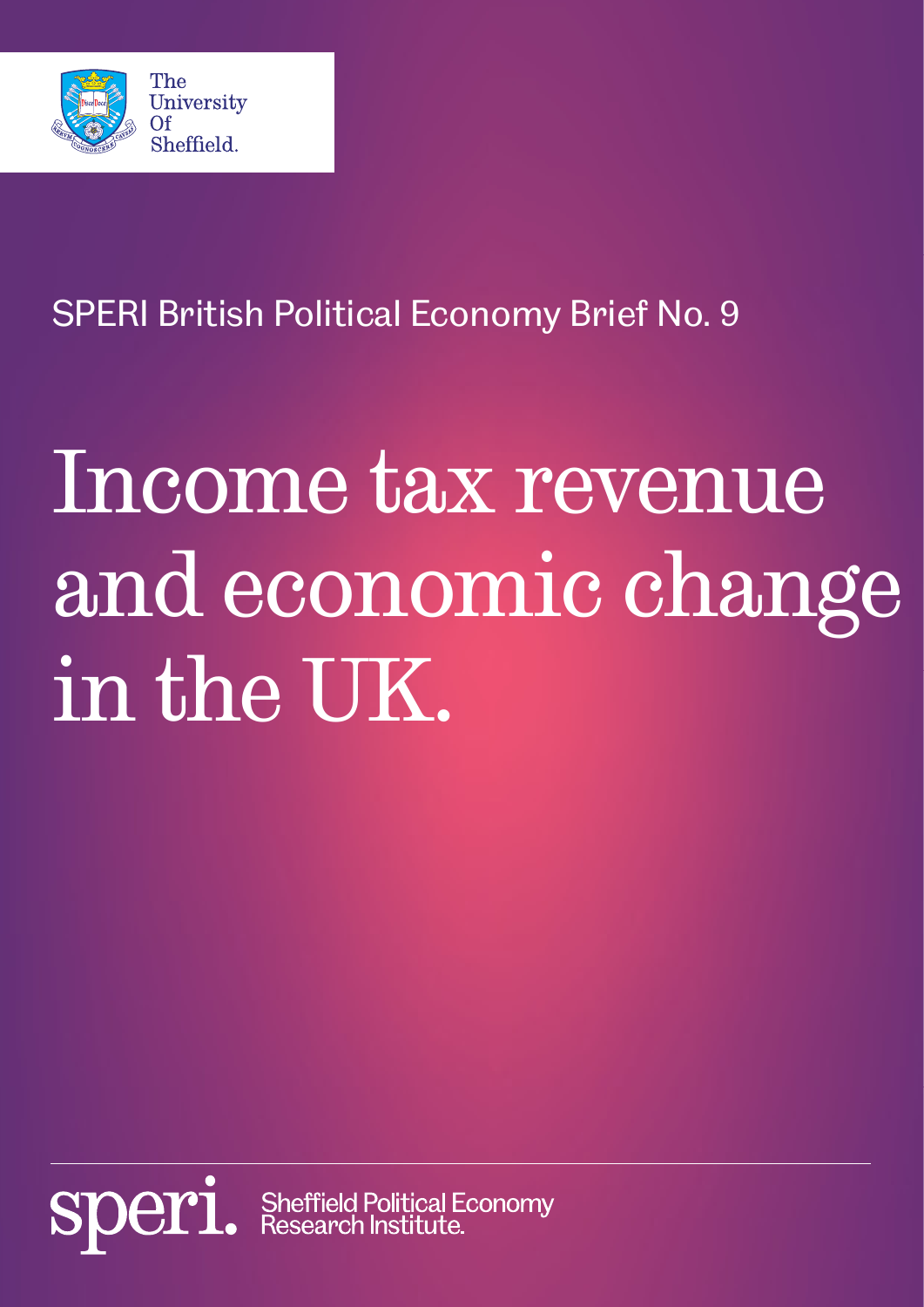The University Of Sheffield.

SPERI British Political Economy Brief No. 9

# Income tax revenue and economic change in the UK.

speri. Sheffield Political Economy Research Institute.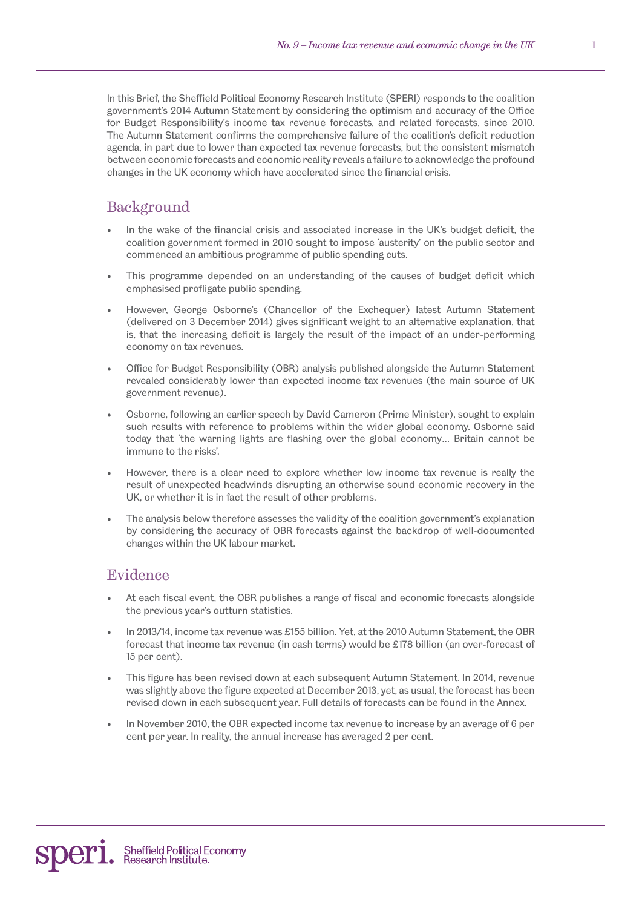In this Brief, the Sheffield Political Economy Research Institute (SPERI) responds to the coalition government's 2014 Autumn Statement by considering the optimism and accuracy of the Office for Budget Responsibility's income tax revenue forecasts, and related forecasts, since 2010. The Autumn Statement confirms the comprehensive failure of the coalition's deficit reduction agenda, in part due to lower than expected tax revenue forecasts, but the consistent mismatch between economic forecasts and economic reality reveals a failure to acknowledge the profound changes in the UK economy which have accelerated since the financial crisis.

## Background

- In the wake of the financial crisis and associated increase in the UK's budget deficit, the coalition government formed in 2010 sought to impose 'austerity' on the public sector and commenced an ambitious programme of public spending cuts.
- This programme depended on an understanding of the causes of budget deficit which emphasised profligate public spending.
- However, George Osborne's (Chancellor of the Exchequer) latest Autumn Statement (delivered on 3 December 2014) gives significant weight to an alternative explanation, that is, that the increasing deficit is largely the result of the impact of an under-performing economy on tax revenues.
- Office for Budget Responsibility (OBR) analysis published alongside the Autumn Statement revealed considerably lower than expected income tax revenues (the main source of UK government revenue).
- Osborne, following an earlier speech by David Cameron (Prime Minister), sought to explain such results with reference to problems within the wider global economy. Osborne said today that 'the warning lights are flashing over the global economy… Britain cannot be immune to the risks'.
- However, there is a clear need to explore whether low income tax revenue is really the result of unexpected headwinds disrupting an otherwise sound economic recovery in the UK, or whether it is in fact the result of other problems.
- The analysis below therefore assesses the validity of the coalition government's explanation by considering the accuracy of OBR forecasts against the backdrop of well-documented changes within the UK labour market.

## Evidence

- At each fiscal event, the OBR publishes a range of fiscal and economic forecasts alongside the previous year's outturn statistics.
- In 2013/14, income tax revenue was £155 billion. Yet, at the 2010 Autumn Statement, the OBR forecast that income tax revenue (in cash terms) would be £178 billion (an over-forecast of 15 per cent).
- This figure has been revised down at each subsequent Autumn Statement. In 2014, revenue was slightly above the figure expected at December 2013, yet, as usual, the forecast has been revised down in each subsequent year. Full details of forecasts can be found in the Annex.
- In November 2010, the OBR expected income tax revenue to increase by an average of 6 per cent per year. In reality, the annual increase has averaged 2 per cent.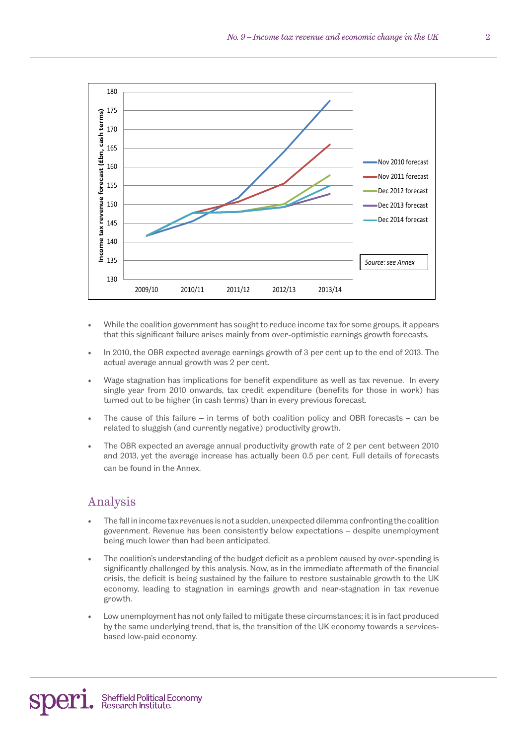Income tax revenue forecast (£bn, cash terms)

- Nov 2010 forecast
- Nov 2011 forecast
- Dec 2012 forecast
- Dec 2013 forecast
- Dec 2014 forecast

*Source: see Annex*

- While the coalition government has sought to reduce income tax for some groups, it appears that this significant failure arises mainly from over-optimistic earnings growth forecasts.
- In 2010, the OBR expected average earnings growth of 3 per cent up to the end of 2013. The actual average annual growth was 2 per cent.
- Wage stagnation has implications for benefit expenditure as well as tax revenue. In every single year from 2010 onwards, tax credit expenditure (benefits for those in work) has turned out to be higher (in cash terms) than in every previous forecast.
- The cause of this failure – in terms of both coalition policy and OBR forecasts – can be related to sluggish (and currently negative) productivity growth.
- The OBR expected an average annual productivity growth rate of 2 per cent between 2010 and 2013, yet the average increase has actually been 0.5 per cent. Full details of forecasts can be found in the Annex.

## Analysis

- The fall in income tax revenues is not a sudden, unexpected dilemma confronting the coalition government. Revenue has been consistently below expectations – despite unemployment being much lower than had been anticipated.
- The coalition's understanding of the budget deficit as a problem caused by over-spending is significantly challenged by this analysis. Now, as in the immediate aftermath of the financial crisis, the deficit is being sustained by the failure to restore sustainable growth to the UK economy, leading to stagnation in earnings growth and near-stagnation in tax revenue growth.
- Low unemployment has not only failed to mitigate these circumstances; it is in fact produced by the same underlying trend, that is, the transition of the UK economy towards a services-based low-paid economy.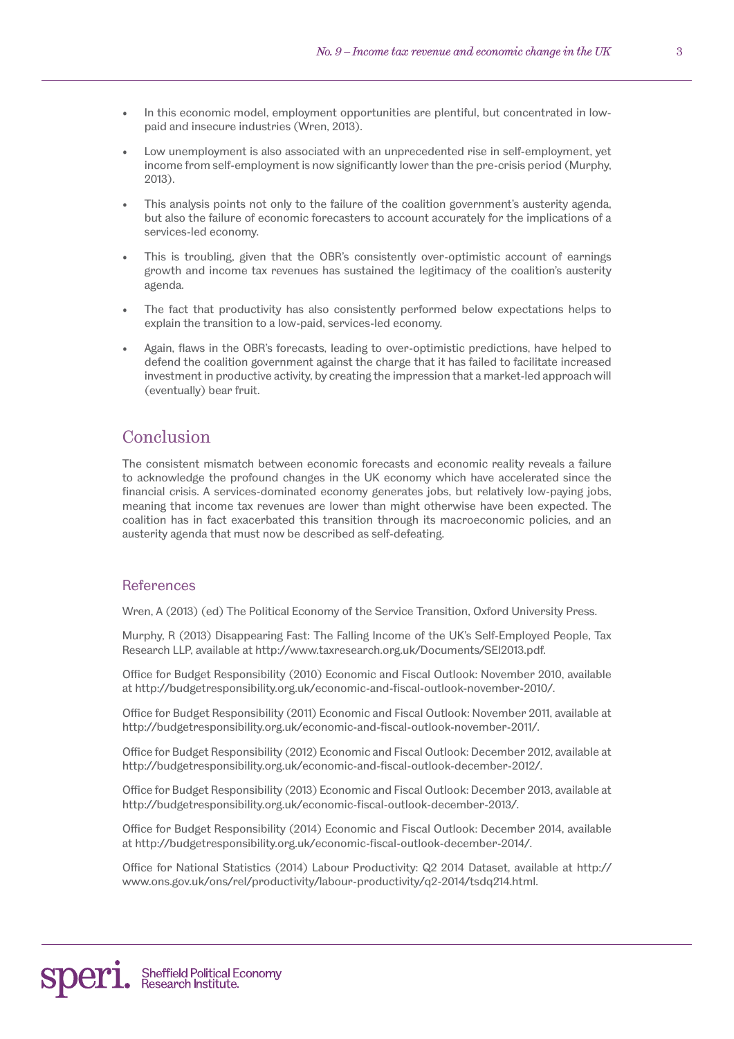- In this economic model, employment opportunities are plentiful, but concentrated in low-paid and insecure industries (Wren, 2013).
- Low unemployment is also associated with an unprecedented rise in self-employment, yet income from self-employment is now significantly lower than the pre-crisis period (Murphy, 2013).
- This analysis points not only to the failure of the coalition government's austerity agenda, but also the failure of economic forecasters to account accurately for the implications of a services-led economy.
- This is troubling, given that the OBR's consistently over-optimistic account of earnings growth and income tax revenues has sustained the legitimacy of the coalition's austerity agenda.
- The fact that productivity has also consistently performed below expectations helps to explain the transition to a low-paid, services-led economy.
- Again, flaws in the OBR's forecasts, leading to over-optimistic predictions, have helped to defend the coalition government against the charge that it has failed to facilitate increased investment in productive activity, by creating the impression that a market-led approach will (eventually) bear fruit.

## Conclusion

The consistent mismatch between economic forecasts and economic reality reveals a failure to acknowledge the profound changes in the UK economy which have accelerated since the financial crisis. A services-dominated economy generates jobs, but relatively low-paying jobs, meaning that income tax revenues are lower than might otherwise have been expected. The coalition has in fact exacerbated this transition through its macroeconomic policies, and an austerity agenda that must now be described as self-defeating.

### References

Wren, A (2013) (ed) The Political Economy of the Service Transition, Oxford University Press.

Murphy, R (2013) Disappearing Fast: The Falling Income of the UK's Self-Employed People, Tax Research LLP, available at http://www.taxresearch.org.uk/Documents/SEI2013.pdf.

Office for Budget Responsibility (2010) Economic and Fiscal Outlook: November 2010, available at http://budgetresponsibility.org.uk/economic-and-fiscal-outlook-november-2010/.

Office for Budget Responsibility (2011) Economic and Fiscal Outlook: November 2011, available at http://budgetresponsibility.org.uk/economic-and-fiscal-outlook-november-2011/.

Office for Budget Responsibility (2012) Economic and Fiscal Outlook: December 2012, available at http://budgetresponsibility.org.uk/economic-and-fiscal-outlook-december-2012/.

Office for Budget Responsibility (2013) Economic and Fiscal Outlook: December 2013, available at http://budgetresponsibility.org.uk/economic-fiscal-outlook-december-2013/.

Office for Budget Responsibility (2014) Economic and Fiscal Outlook: December 2014, available at http://budgetresponsibility.org.uk/economic-fiscal-outlook-december-2014/.

Office for National Statistics (2014) Labour Productivity: Q2 2014 Dataset, available at http://www.ons.gov.uk/ons/rel/productivity/labour-productivity/q2-2014/tsdq214.html.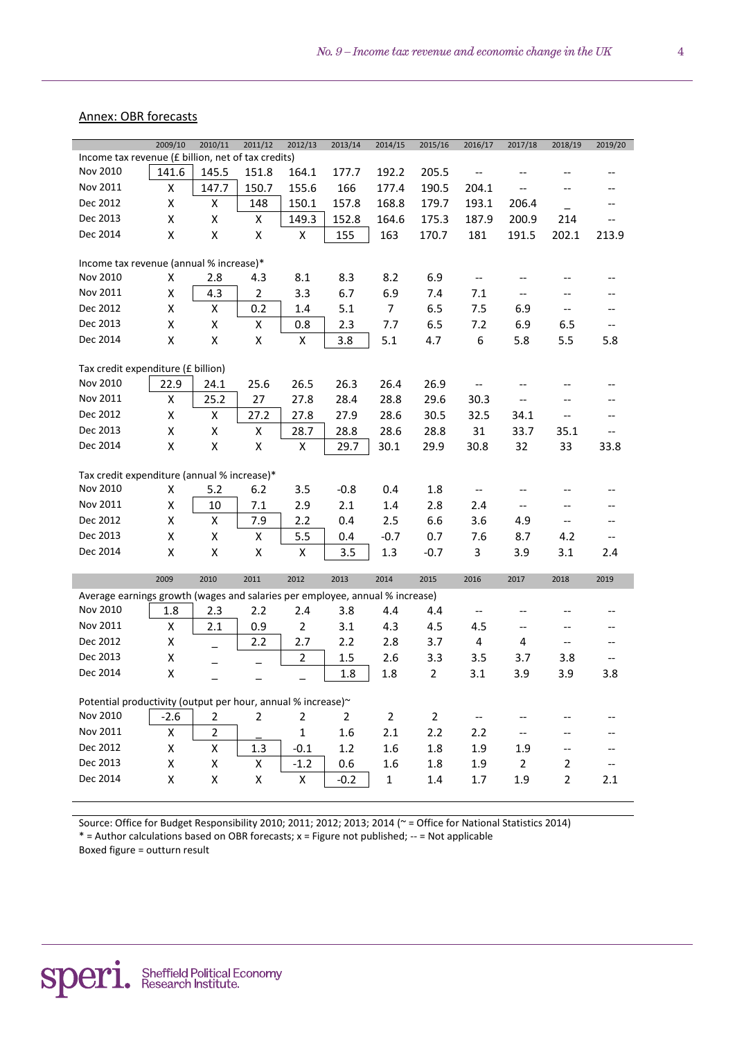## Annex: OBR forecasts

| | 2009/10 | 2010/11 | 2011/12 | 2012/13 | 2013/14 | 2014/15 | 2015/16 | 2016/17 | 2017/18 | 2018/19 | 2019/20 |
|---|---|---|---|---|---|---|---|---|---|---|---|
| **Income tax revenue (£ billion, net of tax credits)** | | | | | | | | | | | |
| Nov 2010 | 141.6 | 145.5 | 151.8 | 164.1 | 177.7 | 192.2 | 205.5 | -- | -- | -- | -- |
| Nov 2011 | X | 147.7 | 150.7 | 155.6 | 166 | 177.4 | 190.5 | 204.1 | -- | -- | -- |
| Dec 2012 | X | X | 148 | 150.1 | 157.8 | 168.8 | 179.7 | 193.1 | 206.4 | _ | -- |
| Dec 2013 | X | X | X | 149.3 | 152.8 | 164.6 | 175.3 | 187.9 | 200.9 | 214 | -- |
| Dec 2014 | X | X | X | X | 155 | 163 | 170.7 | 181 | 191.5 | 202.1 | 213.9 |
| **Income tax revenue (annual % increase)*** | | | | | | | | | | | |
| Nov 2010 | X | 2.8 | 4.3 | 8.1 | 8.3 | 8.2 | 6.9 | -- | -- | -- | -- |
| Nov 2011 | X | 4.3 | 2 | 3.3 | 6.7 | 6.9 | 7.4 | 7.1 | -- | -- | -- |
| Dec 2012 | X | X | 0.2 | 1.4 | 5.1 | 7 | 6.5 | 7.5 | 6.9 | -- | -- |
| Dec 2013 | X | X | X | 0.8 | 2.3 | 7.7 | 6.5 | 7.2 | 6.9 | 6.5 | -- |
| Dec 2014 | X | X | X | X | 3.8 | 5.1 | 4.7 | 6 | 5.8 | 5.5 | 5.8 |
| **Tax credit expenditure (£ billion)** | | | | | | | | | | | |
| Nov 2010 | 22.9 | 24.1 | 25.6 | 26.5 | 26.3 | 26.4 | 26.9 | -- | -- | -- | -- |
| Nov 2011 | X | 25.2 | 27 | 27.8 | 28.4 | 28.8 | 29.6 | 30.3 | -- | -- | -- |
| Dec 2012 | X | X | 27.2 | 27.8 | 27.9 | 28.6 | 30.5 | 32.5 | 34.1 | -- | -- |
| Dec 2013 | X | X | X | 28.7 | 28.8 | 28.6 | 28.8 | 31 | 33.7 | 35.1 | -- |
| Dec 2014 | X | X | X | X | 29.7 | 30.1 | 29.9 | 30.8 | 32 | 33 | 33.8 |
| **Tax credit expenditure (annual % increase)*** | | | | | | | | | | | |
| Nov 2010 | X | 5.2 | 6.2 | 3.5 | -0.8 | 0.4 | 1.8 | -- | -- | -- | -- |
| Nov 2011 | X | 10 | 7.1 | 2.9 | 2.1 | 1.4 | 2.8 | 2.4 | -- | -- | -- |
| Dec 2012 | X | X | 7.9 | 2.2 | 0.4 | 2.5 | 6.6 | 3.6 | 4.9 | -- | -- |
| Dec 2013 | X | X | X | 5.5 | 0.4 | -0.7 | 0.7 | 7.6 | 8.7 | 4.2 | -- |
| Dec 2014 | X | X | X | X | 3.5 | 1.3 | -0.7 | 3 | 3.9 | 3.1 | 2.4 |

| | 2009 | 2010 | 2011 | 2012 | 2013 | 2014 | 2015 | 2016 | 2017 | 2018 | 2019 |
|---|---|---|---|---|---|---|---|---|---|---|---|
| **Average earnings growth (wages and salaries per employee, annual % increase)** | | | | | | | | | | | |
| Nov 2010 | 1.8 | 2.3 | 2.2 | 2.4 | 3.8 | 4.4 | 4.4 | -- | -- | -- | -- |
| Nov 2011 | X | 2.1 | 0.9 | 2 | 3.1 | 4.3 | 4.5 | 4.5 | -- | -- | -- |
| Dec 2012 | X | _ | 2.2 | 2.7 | 2.2 | 2.8 | 3.7 | 4 | 4 | -- | -- |
| Dec 2013 | X | _ | _ | 2 | 1.5 | 2.6 | 3.3 | 3.5 | 3.7 | 3.8 | -- |
| Dec 2014 | X | _ | _ | _ | 1.8 | 1.8 | 2 | 3.1 | 3.9 | 3.9 | 3.8 |
| **Potential productivity (output per hour, annual % increase)~** | | | | | | | | | | | |
| Nov 2010 | -2.6 | 2 | 2 | 2 | 2 | 2 | 2 | -- | -- | -- | -- |
| Nov 2011 | X | 2 | _ | 1 | 1.6 | 2.1 | 2.2 | 2.2 | -- | -- | -- |
| Dec 2012 | X | X | 1.3 | -0.1 | 1.2 | 1.6 | 1.8 | 1.9 | 1.9 | -- | -- |
| Dec 2013 | X | X | X | -1.2 | 0.6 | 1.6 | 1.8 | 1.9 | 2 | 2 | -- |
| Dec 2014 | X | X | X | X | -0.2 | 1 | 1.4 | 1.7 | 1.9 | 2 | 2.1 |

Source: Office for Budget Responsibility 2010; 2011; 2012; 2013; 2014 (~ = Office for National Statistics 2014)
* = Author calculations based on OBR forecasts; x = Figure not published; -- = Not applicable
Boxed figure = outturn result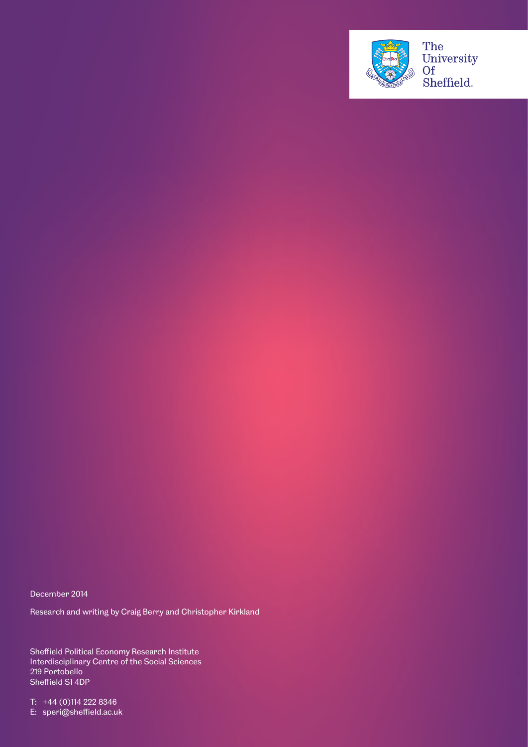The University Of Sheffield.

December 2014

Research and writing by Craig Berry and Christopher Kirkland

Sheffield Political Economy Research Institute
Interdisciplinary Centre of the Social Sciences
219 Portobello
Sheffield S1 4DP

T: +44 (0)114 222 8346
E: speri@sheffield.ac.uk